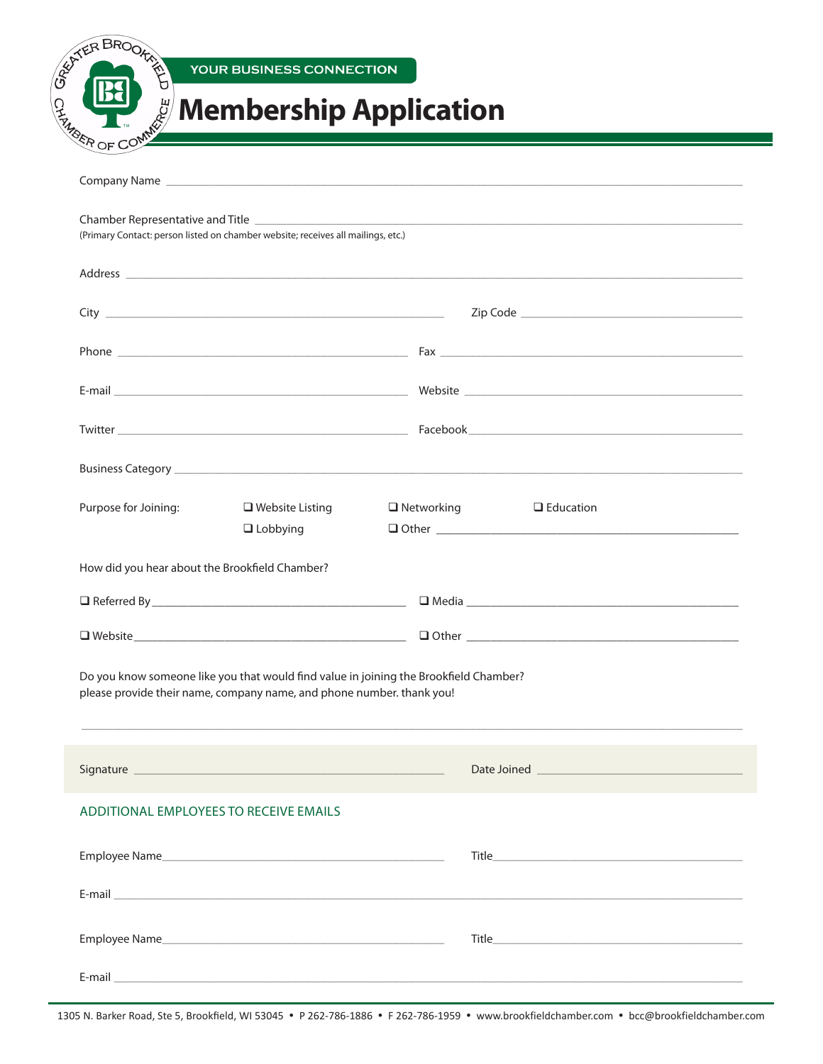GREATER BROOKFIELD CHAMBER OF COMMERCE

YOUR BUSINESS CONNECTION

# Membership Application

Company Name ______________________________________________

Chamber Representative and Title ______________________________________________
(Primary Contact: person listed on chamber website; receives all mailings, etc.)

Address ______________________________________________

City ______________________________ Zip Code ______________________

Phone ______________________________ Fax ______________________________

E-mail ______________________________ Website ______________________________

Twitter ______________________________ Facebook ______________________________

Business Category ______________________________________________

Purpose for Joining:
- ❑ Website Listing
- ❑ Networking
- ❑ Education
- ❑ Lobbying
- ❑ Other ______________________________

How did you hear about the Brookfield Chamber?

- ❑ Referred By ______________________________
- ❑ Media ______________________________
- ❑ Website ______________________________
- ❑ Other ______________________________

Do you know someone like you that would find value in joining the Brookfield Chamber?
please provide their name, company name, and phone number. thank you!

______________________________________________

Signature ______________________________ Date Joined ______________________

## ADDITIONAL EMPLOYEES TO RECEIVE EMAILS

Employee Name ______________________________ Title ______________________________

E-mail ______________________________________________

Employee Name ______________________________ Title ______________________________

E-mail ______________________________________________

1305 N. Barker Road, Ste 5, Brookfield, WI 53045 • P 262-786-1886 • F 262-786-1959 • www.brookfieldchamber.com • bcc@brookfieldchamber.com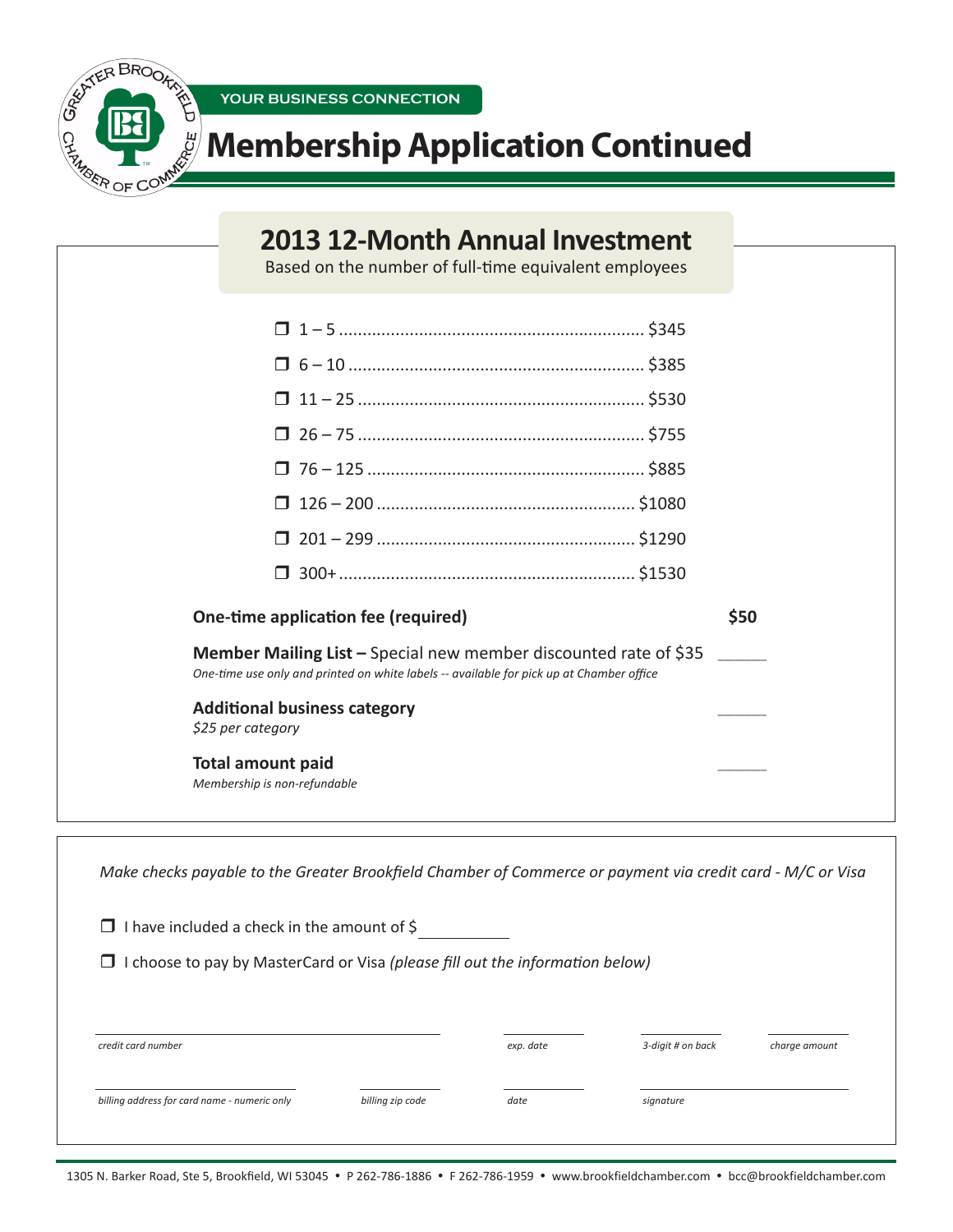YOUR BUSINESS CONNECTION

# Membership Application Continued

## 2013 12-Month Annual Investment

Based on the number of full-time equivalent employees

- ❐ 1 – 5 ................................................................ $345
- ❐ 6 – 10 .............................................................. $385
- ❐ 11 – 25 ............................................................ $530
- ❐ 26 – 75 ............................................................ $755
- ❐ 76 – 125 .......................................................... $885
- ❐ 126 – 200 ...................................................... $1080
- ❐ 201 – 299 ...................................................... $1290
- ❐ 300+ .............................................................. $1530

**One-time application fee (required)** **$50**

**Member Mailing List –** Special new member discounted rate of $35 ______
*One-time use only and printed on white labels -- available for pick up at Chamber office*

**Additional business category** ______
*$25 per category*

**Total amount paid** ______
*Membership is non-refundable*

*Make checks payable to the Greater Brookfield Chamber of Commerce or payment via credit card - M/C or Visa*

❐ I have included a check in the amount of $ __________

❐ I choose to pay by MasterCard or Visa *(please fill out the information below)*

| | | | |
|---|---|---|---|
| *credit card number* | *exp. date* | *3-digit # on back* | *charge amount* |
| *billing address for card name - numeric only* | *billing zip code* | *date* | *signature* |

1305 N. Barker Road, Ste 5, Brookfield, WI 53045 • P 262-786-1886 • F 262-786-1959 • www.brookfieldchamber.com • bcc@brookfieldchamber.com